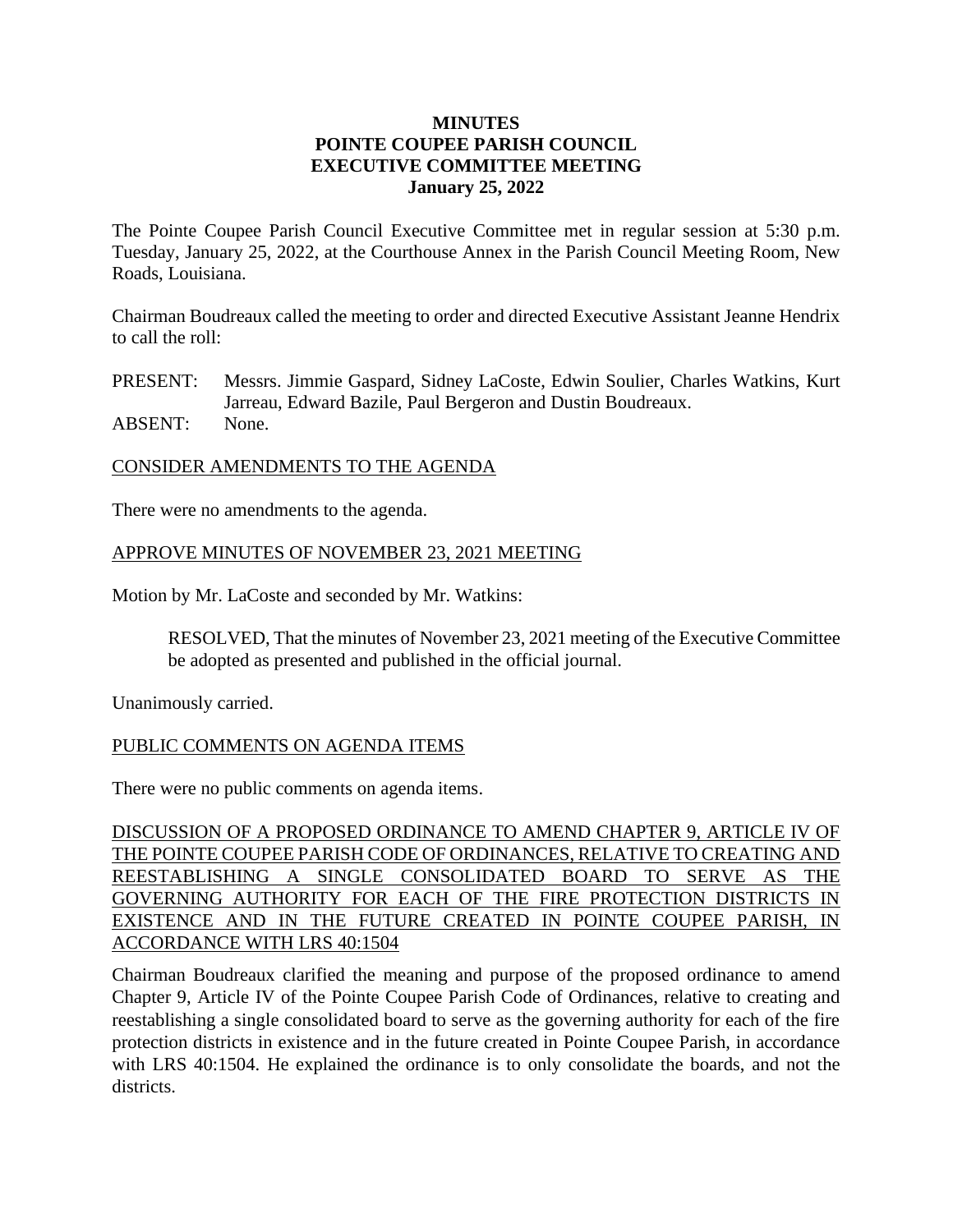# MINUTES
# POINTE COUPEE PARISH COUNCIL
# EXECUTIVE COMMITTEE MEETING
# January 25, 2022

The Pointe Coupee Parish Council Executive Committee met in regular session at 5:30 p.m. Tuesday, January 25, 2022, at the Courthouse Annex in the Parish Council Meeting Room, New Roads, Louisiana.

Chairman Boudreaux called the meeting to order and directed Executive Assistant Jeanne Hendrix to call the roll:

PRESENT: Messrs. Jimmie Gaspard, Sidney LaCoste, Edwin Soulier, Charles Watkins, Kurt Jarreau, Edward Bazile, Paul Bergeron and Dustin Boudreaux.
ABSENT: None.

CONSIDER AMENDMENTS TO THE AGENDA

There were no amendments to the agenda.

APPROVE MINUTES OF NOVEMBER 23, 2021 MEETING

Motion by Mr. LaCoste and seconded by Mr. Watkins:

> RESOLVED, That the minutes of November 23, 2021 meeting of the Executive Committee be adopted as presented and published in the official journal.

Unanimously carried.

PUBLIC COMMENTS ON AGENDA ITEMS

There were no public comments on agenda items.

DISCUSSION OF A PROPOSED ORDINANCE TO AMEND CHAPTER 9, ARTICLE IV OF THE POINTE COUPEE PARISH CODE OF ORDINANCES, RELATIVE TO CREATING AND REESTABLISHING A SINGLE CONSOLIDATED BOARD TO SERVE AS THE GOVERNING AUTHORITY FOR EACH OF THE FIRE PROTECTION DISTRICTS IN EXISTENCE AND IN THE FUTURE CREATED IN POINTE COUPEE PARISH, IN ACCORDANCE WITH LRS 40:1504

Chairman Boudreaux clarified the meaning and purpose of the proposed ordinance to amend Chapter 9, Article IV of the Pointe Coupee Parish Code of Ordinances, relative to creating and reestablishing a single consolidated board to serve as the governing authority for each of the fire protection districts in existence and in the future created in Pointe Coupee Parish, in accordance with LRS 40:1504. He explained the ordinance is to only consolidate the boards, and not the districts.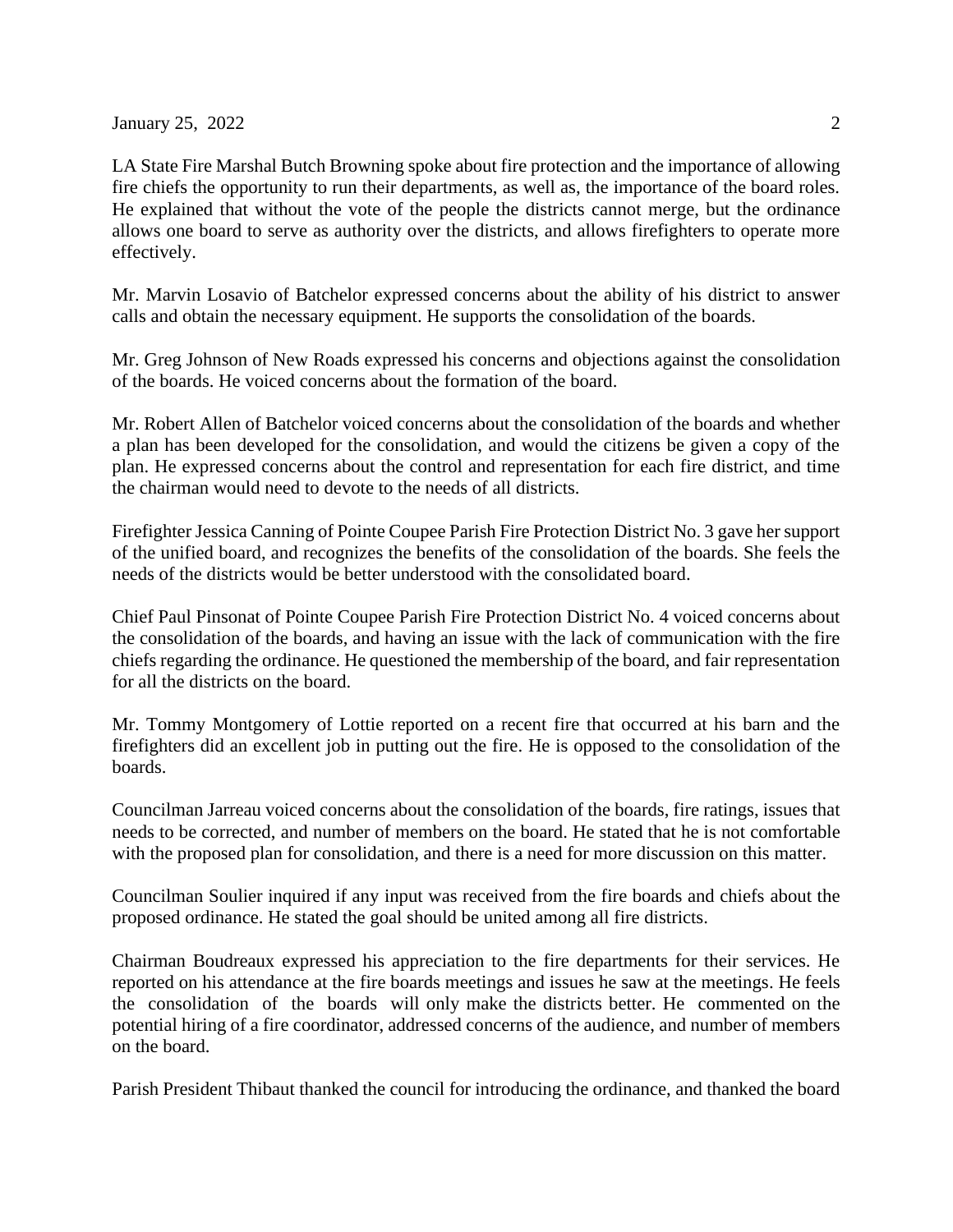LA State Fire Marshal Butch Browning spoke about fire protection and the importance of allowing fire chiefs the opportunity to run their departments, as well as, the importance of the board roles. He explained that without the vote of the people the districts cannot merge, but the ordinance allows one board to serve as authority over the districts, and allows firefighters to operate more effectively.

Mr. Marvin Losavio of Batchelor expressed concerns about the ability of his district to answer calls and obtain the necessary equipment. He supports the consolidation of the boards.

Mr. Greg Johnson of New Roads expressed his concerns and objections against the consolidation of the boards. He voiced concerns about the formation of the board.

Mr. Robert Allen of Batchelor voiced concerns about the consolidation of the boards and whether a plan has been developed for the consolidation, and would the citizens be given a copy of the plan. He expressed concerns about the control and representation for each fire district, and time the chairman would need to devote to the needs of all districts.

Firefighter Jessica Canning of Pointe Coupee Parish Fire Protection District No. 3 gave her support of the unified board, and recognizes the benefits of the consolidation of the boards. She feels the needs of the districts would be better understood with the consolidated board.

Chief Paul Pinsonat of Pointe Coupee Parish Fire Protection District No. 4 voiced concerns about the consolidation of the boards, and having an issue with the lack of communication with the fire chiefs regarding the ordinance. He questioned the membership of the board, and fair representation for all the districts on the board.

Mr. Tommy Montgomery of Lottie reported on a recent fire that occurred at his barn and the firefighters did an excellent job in putting out the fire. He is opposed to the consolidation of the boards.

Councilman Jarreau voiced concerns about the consolidation of the boards, fire ratings, issues that needs to be corrected, and number of members on the board. He stated that he is not comfortable with the proposed plan for consolidation, and there is a need for more discussion on this matter.

Councilman Soulier inquired if any input was received from the fire boards and chiefs about the proposed ordinance. He stated the goal should be united among all fire districts.

Chairman Boudreaux expressed his appreciation to the fire departments for their services. He reported on his attendance at the fire boards meetings and issues he saw at the meetings. He feels the consolidation of the boards will only make the districts better. He commented on the potential hiring of a fire coordinator, addressed concerns of the audience, and number of members on the board.

Parish President Thibaut thanked the council for introducing the ordinance, and thanked the board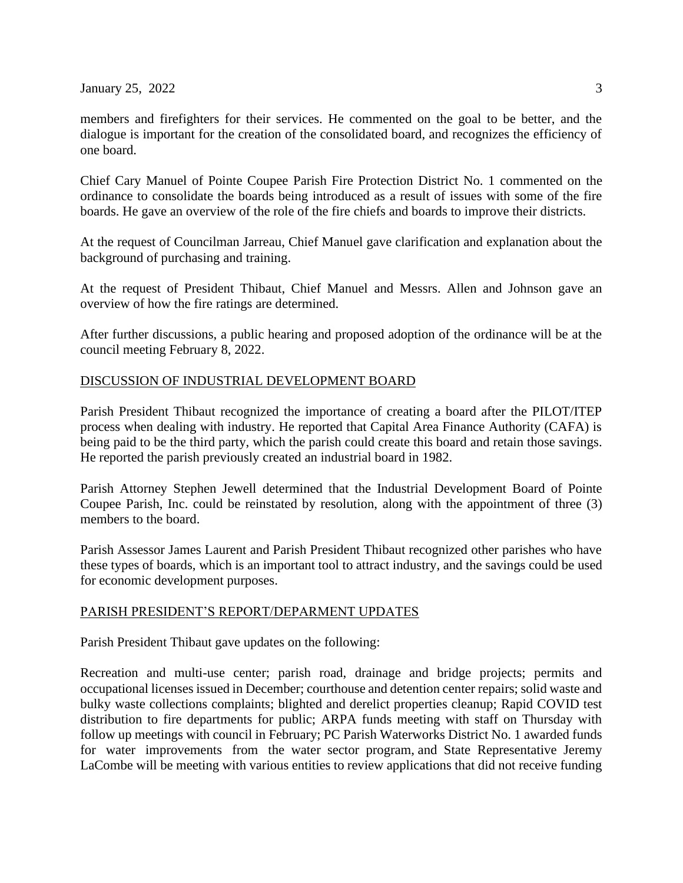members and firefighters for their services. He commented on the goal to be better, and the dialogue is important for the creation of the consolidated board, and recognizes the efficiency of one board.

Chief Cary Manuel of Pointe Coupee Parish Fire Protection District No. 1 commented on the ordinance to consolidate the boards being introduced as a result of issues with some of the fire boards. He gave an overview of the role of the fire chiefs and boards to improve their districts.

At the request of Councilman Jarreau, Chief Manuel gave clarification and explanation about the background of purchasing and training.

At the request of President Thibaut, Chief Manuel and Messrs. Allen and Johnson gave an overview of how the fire ratings are determined.

After further discussions, a public hearing and proposed adoption of the ordinance will be at the council meeting February 8, 2022.

## DISCUSSION OF INDUSTRIAL DEVELOPMENT BOARD

Parish President Thibaut recognized the importance of creating a board after the PILOT/ITEP process when dealing with industry. He reported that Capital Area Finance Authority (CAFA) is being paid to be the third party, which the parish could create this board and retain those savings. He reported the parish previously created an industrial board in 1982.

Parish Attorney Stephen Jewell determined that the Industrial Development Board of Pointe Coupee Parish, Inc. could be reinstated by resolution, along with the appointment of three (3) members to the board.

Parish Assessor James Laurent and Parish President Thibaut recognized other parishes who have these types of boards, which is an important tool to attract industry, and the savings could be used for economic development purposes.

## PARISH PRESIDENT'S REPORT/DEPARMENT UPDATES

Parish President Thibaut gave updates on the following:

Recreation and multi-use center; parish road, drainage and bridge projects; permits and occupational licenses issued in December; courthouse and detention center repairs; solid waste and bulky waste collections complaints; blighted and derelict properties cleanup; Rapid COVID test distribution to fire departments for public; ARPA funds meeting with staff on Thursday with follow up meetings with council in February; PC Parish Waterworks District No. 1 awarded funds for water improvements from the water sector program, and State Representative Jeremy LaCombe will be meeting with various entities to review applications that did not receive funding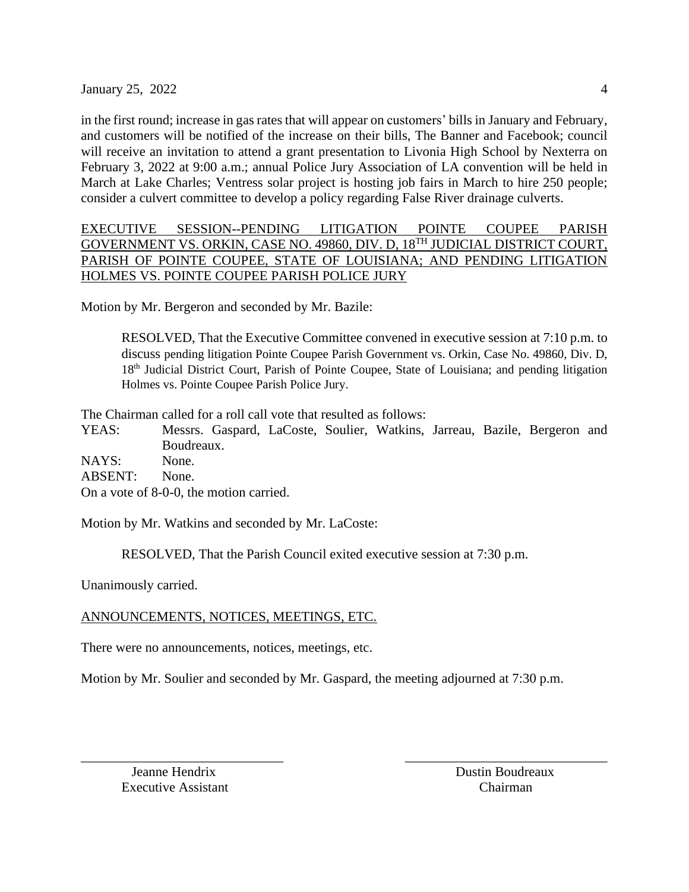in the first round; increase in gas rates that will appear on customers' bills in January and February, and customers will be notified of the increase on their bills, The Banner and Facebook; council will receive an invitation to attend a grant presentation to Livonia High School by Nexterra on February 3, 2022 at 9:00 a.m.; annual Police Jury Association of LA convention will be held in March at Lake Charles; Ventress solar project is hosting job fairs in March to hire 250 people; consider a culvert committee to develop a policy regarding False River drainage culverts.

EXECUTIVE SESSION--PENDING LITIGATION POINTE COUPEE PARISH GOVERNMENT VS. ORKIN, CASE NO. 49860, DIV. D, 18TH JUDICIAL DISTRICT COURT, PARISH OF POINTE COUPEE, STATE OF LOUISIANA; AND PENDING LITIGATION HOLMES VS. POINTE COUPEE PARISH POLICE JURY

Motion by Mr. Bergeron and seconded by Mr. Bazile:

> RESOLVED, That the Executive Committee convened in executive session at 7:10 p.m. to discuss pending litigation Pointe Coupee Parish Government vs. Orkin, Case No. 49860, Div. D, 18th Judicial District Court, Parish of Pointe Coupee, State of Louisiana; and pending litigation Holmes vs. Pointe Coupee Parish Police Jury.

The Chairman called for a roll call vote that resulted as follows:

YEAS: Messrs. Gaspard, LaCoste, Soulier, Watkins, Jarreau, Bazile, Bergeron and Boudreaux.
NAYS: None.
ABSENT: None.
On a vote of 8-0-0, the motion carried.

Motion by Mr. Watkins and seconded by Mr. LaCoste:

> RESOLVED, That the Parish Council exited executive session at 7:30 p.m.

Unanimously carried.

ANNOUNCEMENTS, NOTICES, MEETINGS, ETC.

There were no announcements, notices, meetings, etc.

Motion by Mr. Soulier and seconded by Mr. Gaspard, the meeting adjourned at 7:30 p.m.

\_\_\_\_\_\_\_\_\_\_\_\_\_\_\_\_\_\_\_\_\_\_\_\_\_\_\_\_\_\_
Jeanne Hendrix
Executive Assistant

\_\_\_\_\_\_\_\_\_\_\_\_\_\_\_\_\_\_\_\_\_\_\_\_\_\_\_\_\_\_
Dustin Boudreaux
Chairman